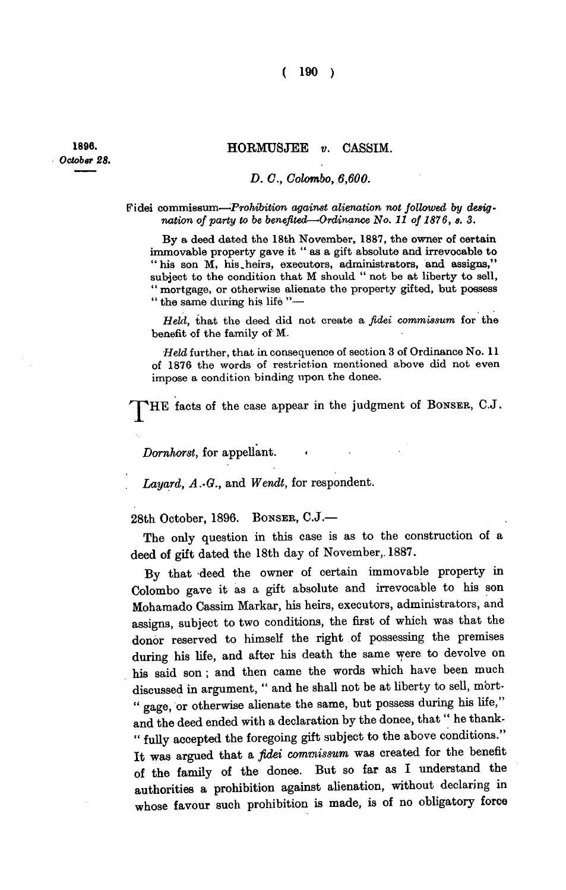1896.
*October 28.*

## HORMUSJEE *v.* CASSIM.

*D. C., Colombo, 6,600.*

Fidei commissum—*Prohibition against alienation not followed by designation of party to be benefited—Ordinance No. 11 of 1876, s. 3.*

By a deed dated the 18th November, 1887, the owner of certain immovable property gave it " as a gift absolute and irrevocable to " his son M, his heirs, executors, administrators, and assigns," subject to the condition that M should " not be at liberty to sell, " mortgage, or otherwise alienate the property gifted, but possess " the same during his life "—

*Held*, that the deed did not create a *fidei commissum* for the benefit of the family of M.

*Held* further, that in consequence of section 3 of Ordinance No. 11 of 1876 the words of restriction mentioned above did not even impose a condition binding upon the donee.

THE facts of the case appear in the judgment of BONSER, C.J.

*Dornhorst*, for appellant.

*Layard, A.-G.*, and *Wendt*, for respondent.

28th October, 1896. BONSER, C.J.—

The only question in this case is as to the construction of a deed of gift dated the 18th day of November, 1887.

By that deed the owner of certain immovable property in Colombo gave it as a gift absolute and irrevocable to his son Mohamado Cassim Markar, his heirs, executors, administrators, and assigns, subject to two conditions, the first of which was that the donor reserved to himself the right of possessing the premises during his life, and after his death the same were to devolve on his said son ; and then came the words which have been much discussed in argument, " and he shall not be at liberty to sell, mort- " gage, or otherwise alienate the same, but possess during his life," and the deed ended with a declaration by the donee, that " he thank- " fully accepted the foregoing gift subject to the above conditions." It was argued that a *fidei commissum* was created for the benefit of the family of the donee. But so far as I understand the authorities a prohibition against alienation, without declaring in whose favour such prohibition is made, is of no obligatory force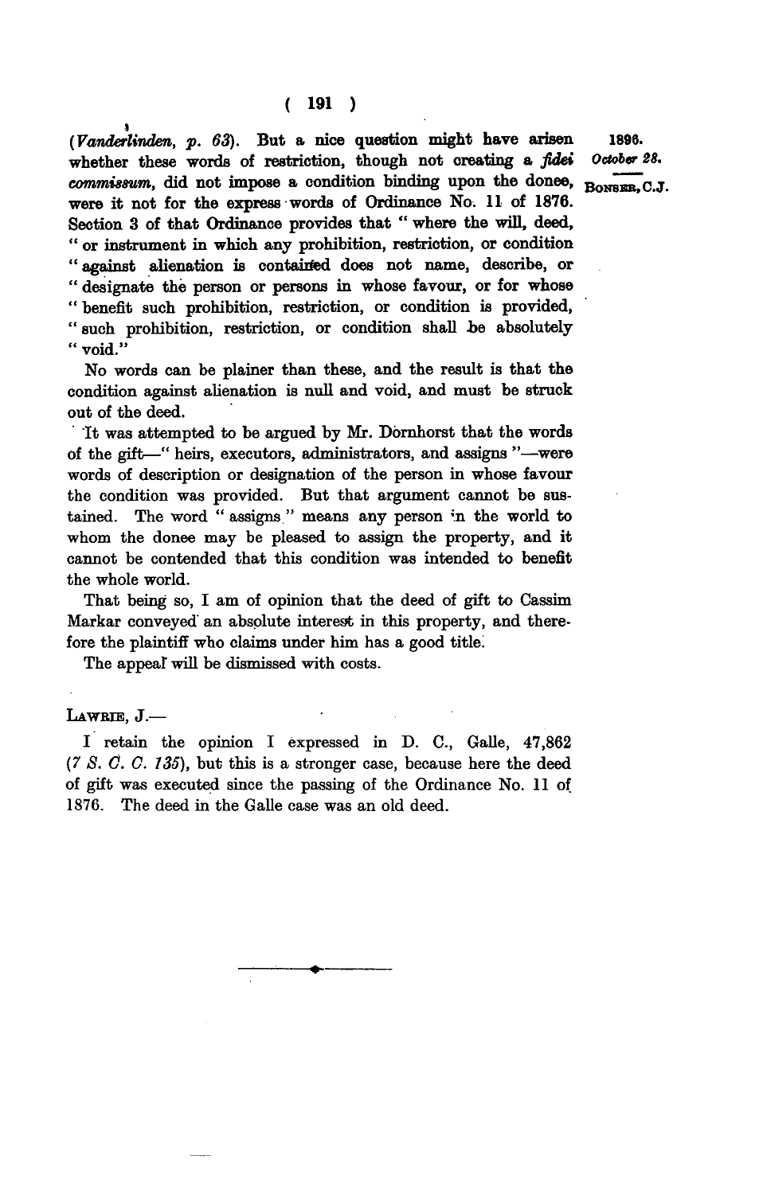(*Vanderlinden, p. 63*). But a nice question might have arisen whether these words of restriction, though not creating a *fidei commissum*, did not impose a condition binding upon the donee, were it not for the express words of Ordinance No. 11 of 1876. Section 3 of that Ordinance provides that "where the will, deed, "or instrument in which any prohibition, restriction, or condition "against alienation is contained does not name, describe, or "designate the person or persons in whose favour, or for whose "benefit such prohibition, restriction, or condition is provided, "such prohibition, restriction, or condition shall be absolutely "void."

1896.
*October 28.*

BONSER, C.J.

No words can be plainer than these, and the result is that the condition against alienation is null and void, and must be struck out of the deed.

It was attempted to be argued by Mr. Dornhorst that the words of the gift—"heirs, executors, administrators, and assigns"—were words of description or designation of the person in whose favour the condition was provided. But that argument cannot be sustained. The word "assigns" means any person in the world to whom the donee may be pleased to assign the property, and it cannot be contended that this condition was intended to benefit the whole world.

That being so, I am of opinion that the deed of gift to Cassim Markar conveyed an absolute interest in this property, and therefore the plaintiff who claims under him has a good title.

The appeal will be dismissed with costs.

LAWRIE, J.—

I retain the opinion I expressed in D. C., Galle, 47,862 (*7 S. C. C. 135*), but this is a stronger case, because here the deed of gift was executed since the passing of the Ordinance No. 11 of 1876. The deed in the Galle case was an old deed.